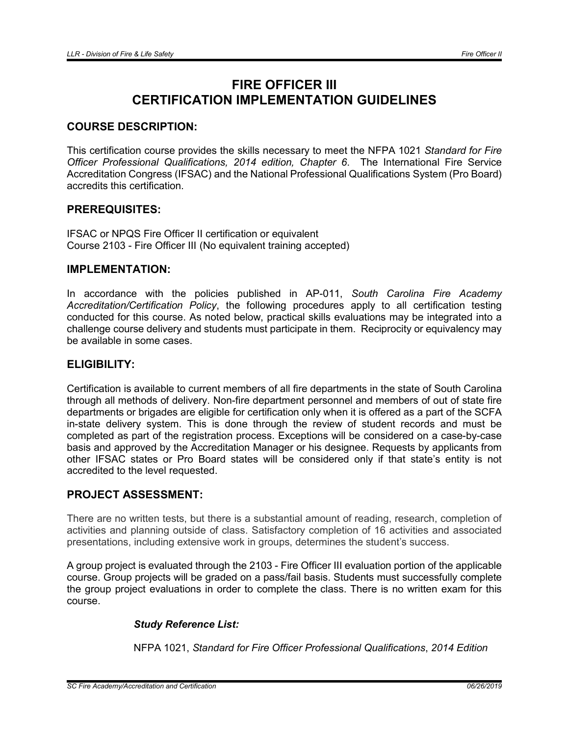# FIRE OFFICER III
# CERTIFICATION IMPLEMENTATION GUIDELINES

## COURSE DESCRIPTION:

This certification course provides the skills necessary to meet the NFPA 1021 *Standard for Fire Officer Professional Qualifications, 2014 edition, Chapter 6*. The International Fire Service Accreditation Congress (IFSAC) and the National Professional Qualifications System (Pro Board) accredits this certification.

## PREREQUISITES:

IFSAC or NPQS Fire Officer II certification or equivalent
Course 2103 - Fire Officer III (No equivalent training accepted)

## IMPLEMENTATION:

In accordance with the policies published in AP-011, *South Carolina Fire Academy Accreditation/Certification Policy*, the following procedures apply to all certification testing conducted for this course. As noted below, practical skills evaluations may be integrated into a challenge course delivery and students must participate in them. Reciprocity or equivalency may be available in some cases.

## ELIGIBILITY:

Certification is available to current members of all fire departments in the state of South Carolina through all methods of delivery. Non-fire department personnel and members of out of state fire departments or brigades are eligible for certification only when it is offered as a part of the SCFA in-state delivery system. This is done through the review of student records and must be completed as part of the registration process. Exceptions will be considered on a case-by-case basis and approved by the Accreditation Manager or his designee. Requests by applicants from other IFSAC states or Pro Board states will be considered only if that state's entity is not accredited to the level requested.

## PROJECT ASSESSMENT:

There are no written tests, but there is a substantial amount of reading, research, completion of activities and planning outside of class. Satisfactory completion of 16 activities and associated presentations, including extensive work in groups, determines the student's success.

A group project is evaluated through the 2103 - Fire Officer III evaluation portion of the applicable course. Group projects will be graded on a pass/fail basis. Students must successfully complete the group project evaluations in order to complete the class. There is no written exam for this course.

***Study Reference List:***

NFPA 1021, *Standard for Fire Officer Professional Qualifications*, *2014 Edition*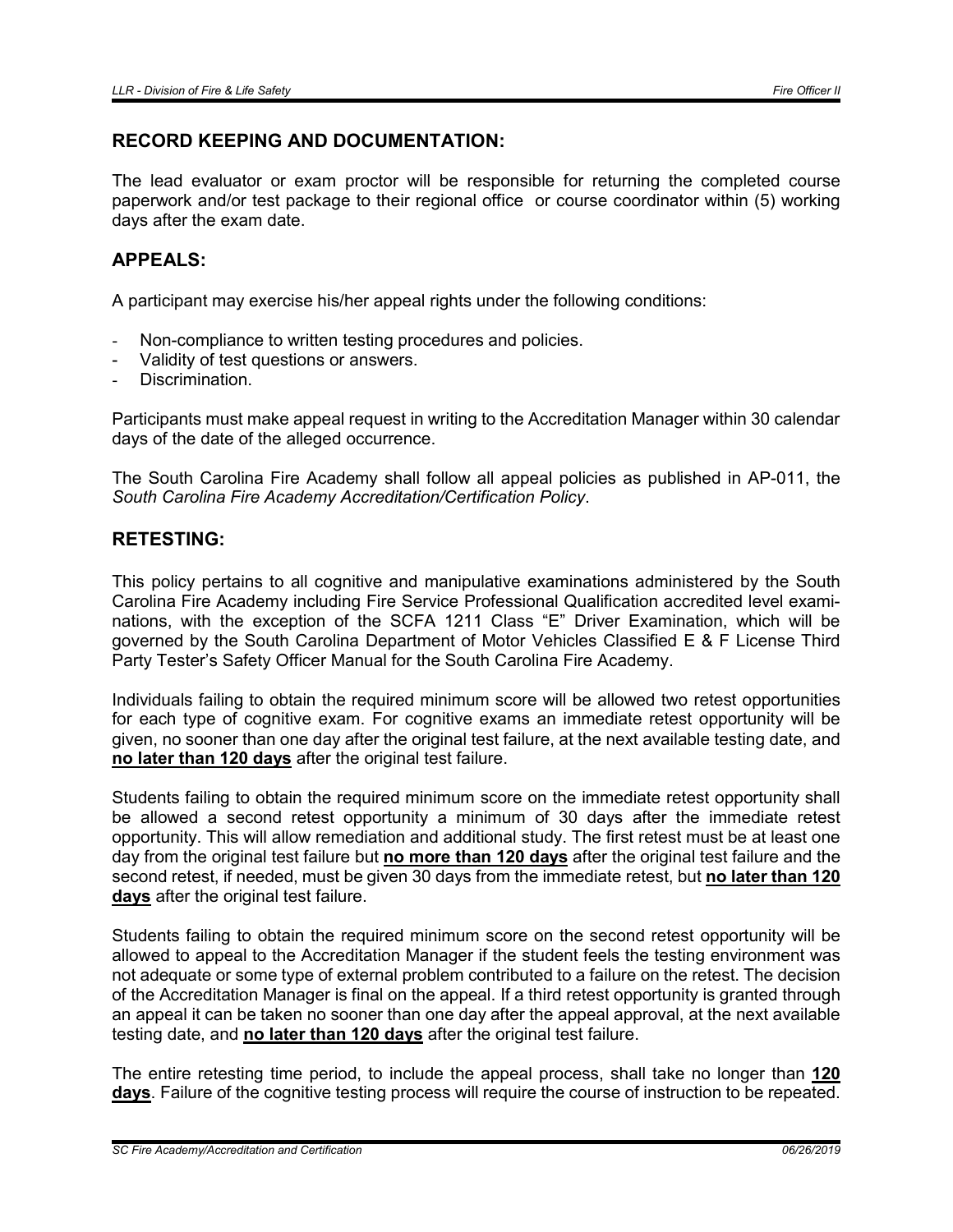## RECORD KEEPING AND DOCUMENTATION:

The lead evaluator or exam proctor will be responsible for returning the completed course paperwork and/or test package to their regional office or course coordinator within (5) working days after the exam date.

## APPEALS:

A participant may exercise his/her appeal rights under the following conditions:

- Non-compliance to written testing procedures and policies.
- Validity of test questions or answers.
- Discrimination.

Participants must make appeal request in writing to the Accreditation Manager within 30 calendar days of the date of the alleged occurrence.

The South Carolina Fire Academy shall follow all appeal policies as published in AP-011, the *South Carolina Fire Academy Accreditation/Certification Policy*.

## RETESTING:

This policy pertains to all cognitive and manipulative examinations administered by the South Carolina Fire Academy including Fire Service Professional Qualification accredited level examinations, with the exception of the SCFA 1211 Class "E" Driver Examination, which will be governed by the South Carolina Department of Motor Vehicles Classified E & F License Third Party Tester's Safety Officer Manual for the South Carolina Fire Academy.

Individuals failing to obtain the required minimum score will be allowed two retest opportunities for each type of cognitive exam. For cognitive exams an immediate retest opportunity will be given, no sooner than one day after the original test failure, at the next available testing date, and **no later than 120 days** after the original test failure.

Students failing to obtain the required minimum score on the immediate retest opportunity shall be allowed a second retest opportunity a minimum of 30 days after the immediate retest opportunity. This will allow remediation and additional study. The first retest must be at least one day from the original test failure but **no more than 120 days** after the original test failure and the second retest, if needed, must be given 30 days from the immediate retest, but **no later than 120 days** after the original test failure.

Students failing to obtain the required minimum score on the second retest opportunity will be allowed to appeal to the Accreditation Manager if the student feels the testing environment was not adequate or some type of external problem contributed to a failure on the retest. The decision of the Accreditation Manager is final on the appeal. If a third retest opportunity is granted through an appeal it can be taken no sooner than one day after the appeal approval, at the next available testing date, and **no later than 120 days** after the original test failure.

The entire retesting time period, to include the appeal process, shall take no longer than **120 days**. Failure of the cognitive testing process will require the course of instruction to be repeated.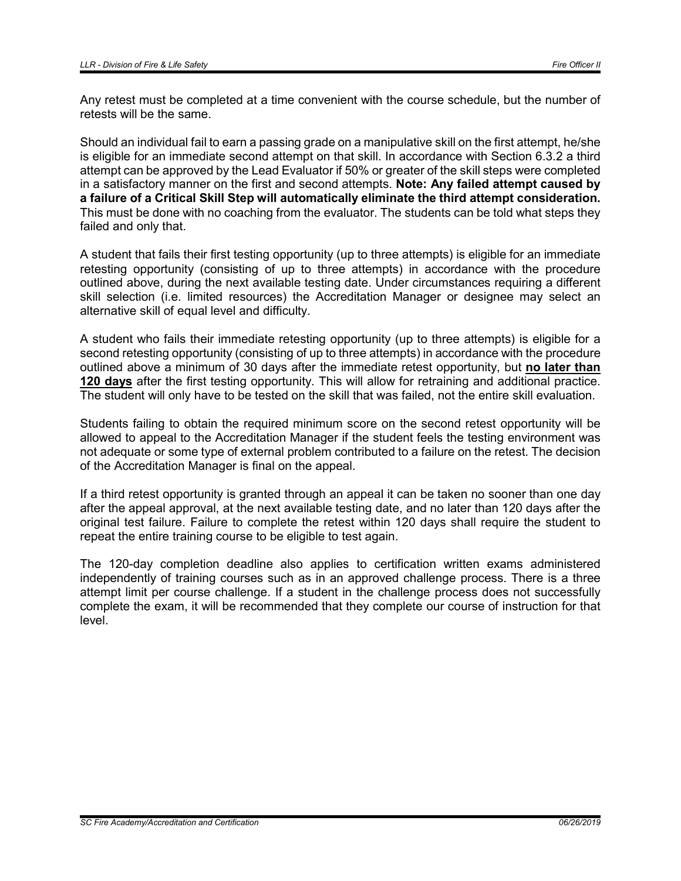Any retest must be completed at a time convenient with the course schedule, but the number of retests will be the same.

Should an individual fail to earn a passing grade on a manipulative skill on the first attempt, he/she is eligible for an immediate second attempt on that skill. In accordance with Section 6.3.2 a third attempt can be approved by the Lead Evaluator if 50% or greater of the skill steps were completed in a satisfactory manner on the first and second attempts. **Note: Any failed attempt caused by a failure of a Critical Skill Step will automatically eliminate the third attempt consideration.** This must be done with no coaching from the evaluator. The students can be told what steps they failed and only that.

A student that fails their first testing opportunity (up to three attempts) is eligible for an immediate retesting opportunity (consisting of up to three attempts) in accordance with the procedure outlined above, during the next available testing date. Under circumstances requiring a different skill selection (i.e. limited resources) the Accreditation Manager or designee may select an alternative skill of equal level and difficulty.

A student who fails their immediate retesting opportunity (up to three attempts) is eligible for a second retesting opportunity (consisting of up to three attempts) in accordance with the procedure outlined above a minimum of 30 days after the immediate retest opportunity, but **no later than 120 days** after the first testing opportunity. This will allow for retraining and additional practice. The student will only have to be tested on the skill that was failed, not the entire skill evaluation.

Students failing to obtain the required minimum score on the second retest opportunity will be allowed to appeal to the Accreditation Manager if the student feels the testing environment was not adequate or some type of external problem contributed to a failure on the retest. The decision of the Accreditation Manager is final on the appeal.

If a third retest opportunity is granted through an appeal it can be taken no sooner than one day after the appeal approval, at the next available testing date, and no later than 120 days after the original test failure. Failure to complete the retest within 120 days shall require the student to repeat the entire training course to be eligible to test again.

The 120-day completion deadline also applies to certification written exams administered independently of training courses such as in an approved challenge process. There is a three attempt limit per course challenge. If a student in the challenge process does not successfully complete the exam, it will be recommended that they complete our course of instruction for that level.